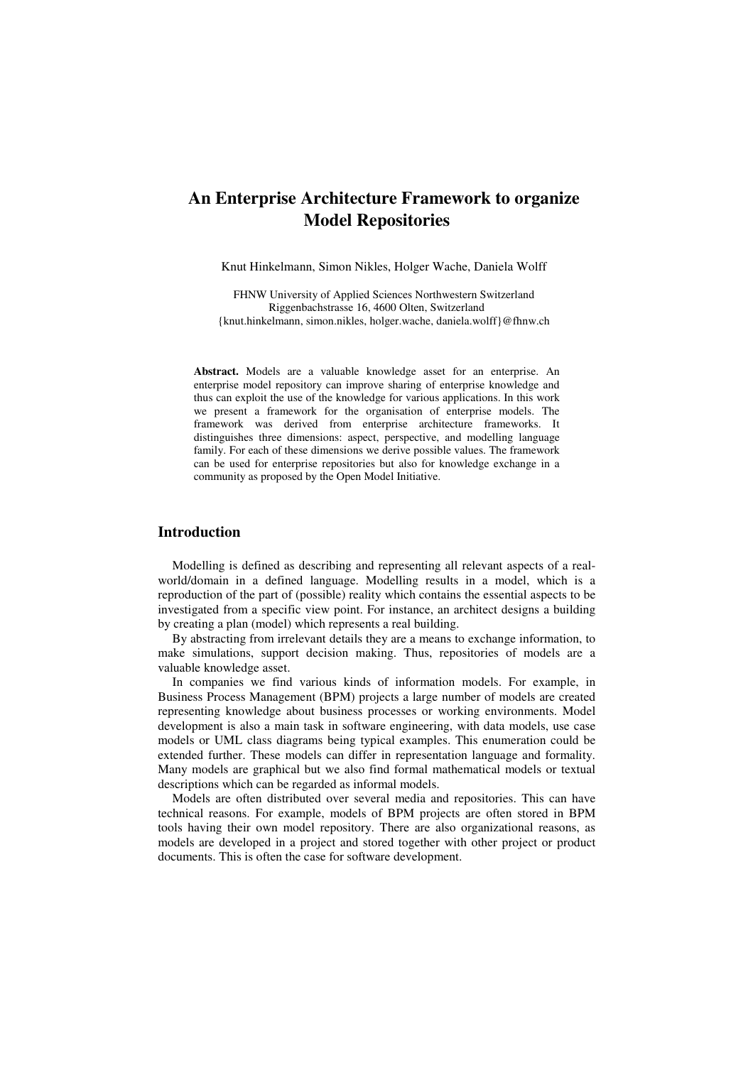# An Enterprise Architecture Framework to organize Model Repositories

Knut Hinkelmann, Simon Nikles, Holger Wache, Daniela Wolff

FHNW University of Applied Sciences Northwestern Switzerland
Riggenbachstrasse 16, 4600 Olten, Switzerland
{knut.hinkelmann, simon.nikles, holger.wache, daniela.wolff}@fhnw.ch

**Abstract.** Models are a valuable knowledge asset for an enterprise. An enterprise model repository can improve sharing of enterprise knowledge and thus can exploit the use of the knowledge for various applications. In this work we present a framework for the organisation of enterprise models. The framework was derived from enterprise architecture frameworks. It distinguishes three dimensions: aspect, perspective, and modelling language family. For each of these dimensions we derive possible values. The framework can be used for enterprise repositories but also for knowledge exchange in a community as proposed by the Open Model Initiative.

## Introduction

Modelling is defined as describing and representing all relevant aspects of a real-world/domain in a defined language. Modelling results in a model, which is a reproduction of the part of (possible) reality which contains the essential aspects to be investigated from a specific view point. For instance, an architect designs a building by creating a plan (model) which represents a real building.

By abstracting from irrelevant details they are a means to exchange information, to make simulations, support decision making. Thus, repositories of models are a valuable knowledge asset.

In companies we find various kinds of information models. For example, in Business Process Management (BPM) projects a large number of models are created representing knowledge about business processes or working environments. Model development is also a main task in software engineering, with data models, use case models or UML class diagrams being typical examples. This enumeration could be extended further. These models can differ in representation language and formality. Many models are graphical but we also find formal mathematical models or textual descriptions which can be regarded as informal models.

Models are often distributed over several media and repositories. This can have technical reasons. For example, models of BPM projects are often stored in BPM tools having their own model repository. There are also organizational reasons, as models are developed in a project and stored together with other project or product documents. This is often the case for software development.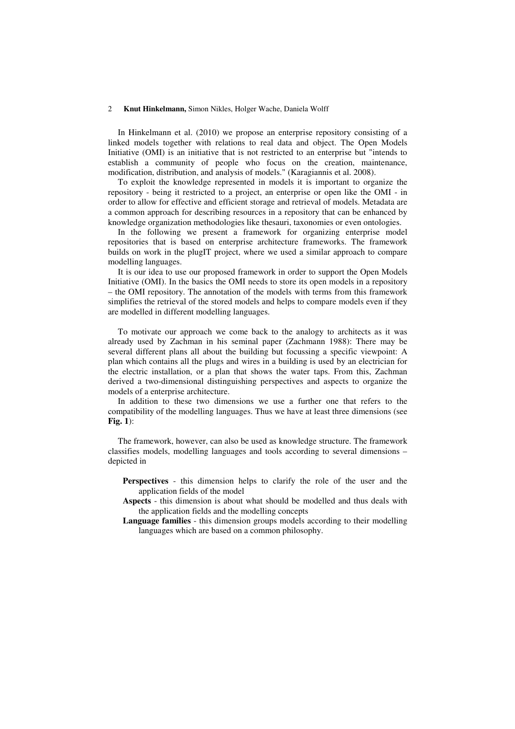In Hinkelmann et al. (2010) we propose an enterprise repository consisting of a linked models together with relations to real data and object. The Open Models Initiative (OMI) is an initiative that is not restricted to an enterprise but "intends to establish a community of people who focus on the creation, maintenance, modification, distribution, and analysis of models." (Karagiannis et al. 2008).

To exploit the knowledge represented in models it is important to organize the repository - being it restricted to a project, an enterprise or open like the OMI - in order to allow for effective and efficient storage and retrieval of models. Metadata are a common approach for describing resources in a repository that can be enhanced by knowledge organization methodologies like thesauri, taxonomies or even ontologies.

In the following we present a framework for organizing enterprise model repositories that is based on enterprise architecture frameworks. The framework builds on work in the plugIT project, where we used a similar approach to compare modelling languages.

It is our idea to use our proposed framework in order to support the Open Models Initiative (OMI). In the basics the OMI needs to store its open models in a repository – the OMI repository. The annotation of the models with terms from this framework simplifies the retrieval of the stored models and helps to compare models even if they are modelled in different modelling languages.

To motivate our approach we come back to the analogy to architects as it was already used by Zachman in his seminal paper (Zachmann 1988): There may be several different plans all about the building but focussing a specific viewpoint: A plan which contains all the plugs and wires in a building is used by an electrician for the electric installation, or a plan that shows the water taps. From this, Zachman derived a two-dimensional distinguishing perspectives and aspects to organize the models of a enterprise architecture.

In addition to these two dimensions we use a further one that refers to the compatibility of the modelling languages. Thus we have at least three dimensions (see **Fig. 1**):

The framework, however, can also be used as knowledge structure. The framework classifies models, modelling languages and tools according to several dimensions – depicted in

- **Perspectives** - this dimension helps to clarify the role of the user and the application fields of the model
- **Aspects** - this dimension is about what should be modelled and thus deals with the application fields and the modelling concepts
- **Language families** - this dimension groups models according to their modelling languages which are based on a common philosophy.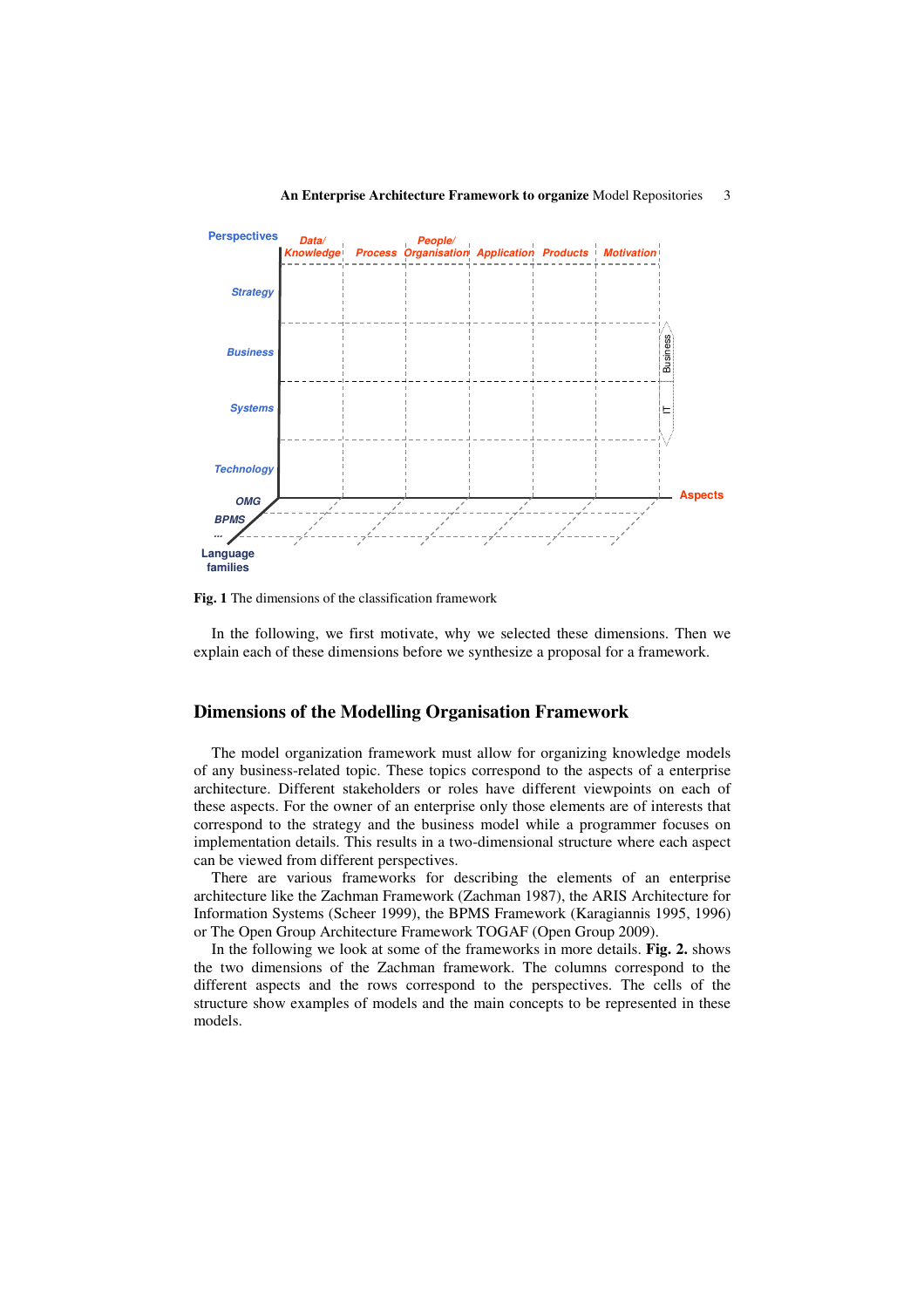Fig. 1 The dimensions of the classification framework

In the following, we first motivate, why we selected these dimensions. Then we explain each of these dimensions before we synthesize a proposal for a framework.

## Dimensions of the Modelling Organisation Framework

The model organization framework must allow for organizing knowledge models of any business-related topic. These topics correspond to the aspects of a enterprise architecture. Different stakeholders or roles have different viewpoints on each of these aspects. For the owner of an enterprise only those elements are of interests that correspond to the strategy and the business model while a programmer focuses on implementation details. This results in a two-dimensional structure where each aspect can be viewed from different perspectives.

There are various frameworks for describing the elements of an enterprise architecture like the Zachman Framework (Zachman 1987), the ARIS Architecture for Information Systems (Scheer 1999), the BPMS Framework (Karagiannis 1995, 1996) or The Open Group Architecture Framework TOGAF (Open Group 2009).

In the following we look at some of the frameworks in more details. **Fig. 2.** shows the two dimensions of the Zachman framework. The columns correspond to the different aspects and the rows correspond to the perspectives. The cells of the structure show examples of models and the main concepts to be represented in these models.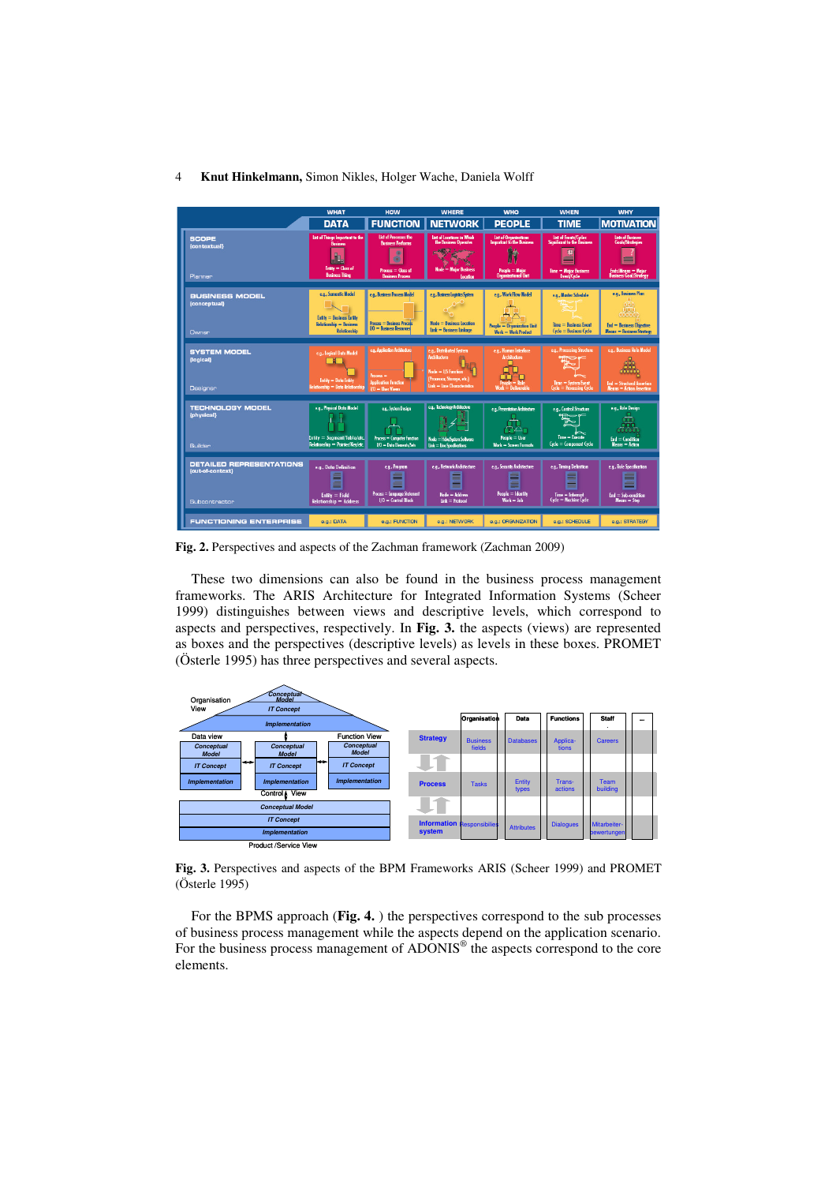Fig. 2. Perspectives and aspects of the Zachman framework (Zachman 2009)

These two dimensions can also be found in the business process management frameworks. The ARIS Architecture for Integrated Information Systems (Scheer 1999) distinguishes between views and descriptive levels, which correspond to aspects and perspectives, respectively. In **Fig. 3.** the aspects (views) are represented as boxes and the perspectives (descriptive levels) as levels in these boxes. PROMET (Österle 1995) has three perspectives and several aspects.

**Fig. 3.** Perspectives and aspects of the BPM Frameworks ARIS (Scheer 1999) and PROMET (Österle 1995)

For the BPMS approach (**Fig. 4.** ) the perspectives correspond to the sub processes of business process management while the aspects depend on the application scenario. For the business process management of ADONIS® the aspects correspond to the core elements.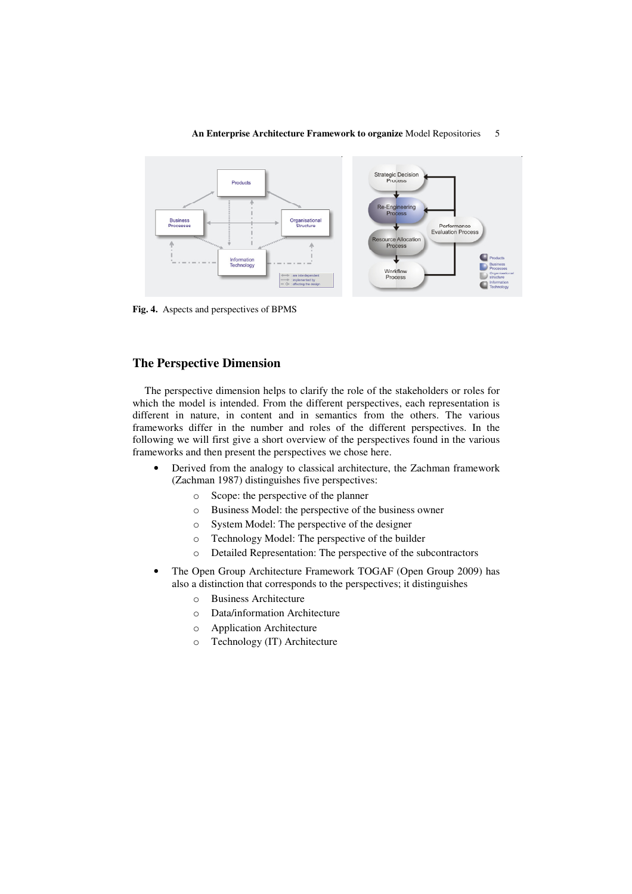Fig. 4. Aspects and perspectives of BPMS

## The Perspective Dimension

The perspective dimension helps to clarify the role of the stakeholders or roles for which the model is intended. From the different perspectives, each representation is different in nature, in content and in semantics from the others. The various frameworks differ in the number and roles of the different perspectives. In the following we will first give a short overview of the perspectives found in the various frameworks and then present the perspectives we chose here.

- Derived from the analogy to classical architecture, the Zachman framework (Zachman 1987) distinguishes five perspectives:
  - Scope: the perspective of the planner
  - Business Model: the perspective of the business owner
  - System Model: The perspective of the designer
  - Technology Model: The perspective of the builder
  - Detailed Representation: The perspective of the subcontractors
- The Open Group Architecture Framework TOGAF (Open Group 2009) has also a distinction that corresponds to the perspectives; it distinguishes
  - Business Architecture
  - Data/information Architecture
  - Application Architecture
  - Technology (IT) Architecture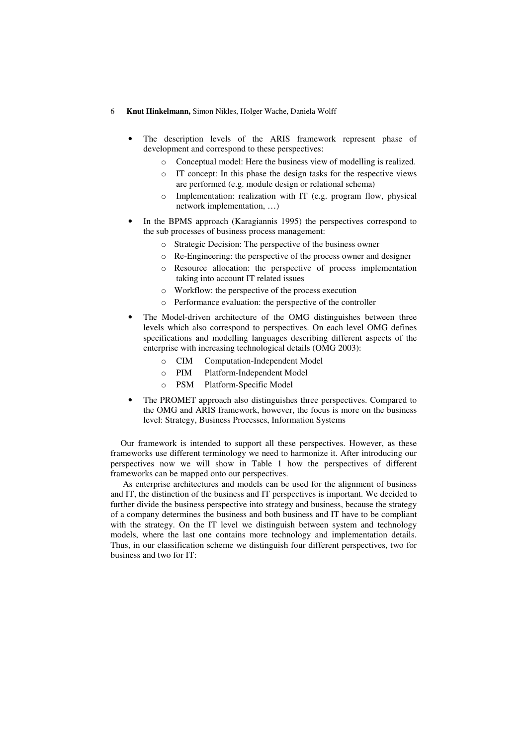- The description levels of the ARIS framework represent phase of development and correspond to these perspectives:
  - Conceptual model: Here the business view of modelling is realized.
  - IT concept: In this phase the design tasks for the respective views are performed (e.g. module design or relational schema)
  - Implementation: realization with IT (e.g. program flow, physical network implementation, …)
- In the BPMS approach (Karagiannis 1995) the perspectives correspond to the sub processes of business process management:
  - Strategic Decision: The perspective of the business owner
  - Re-Engineering: the perspective of the process owner and designer
  - Resource allocation: the perspective of process implementation taking into account IT related issues
  - Workflow: the perspective of the process execution
  - Performance evaluation: the perspective of the controller
- The Model-driven architecture of the OMG distinguishes between three levels which also correspond to perspectives. On each level OMG defines specifications and modelling languages describing different aspects of the enterprise with increasing technological details (OMG 2003):
  - CIM Computation-Independent Model
  - PIM Platform-Independent Model
  - PSM Platform-Specific Model
- The PROMET approach also distinguishes three perspectives. Compared to the OMG and ARIS framework, however, the focus is more on the business level: Strategy, Business Processes, Information Systems

Our framework is intended to support all these perspectives. However, as these frameworks use different terminology we need to harmonize it. After introducing our perspectives now we will show in Table 1 how the perspectives of different frameworks can be mapped onto our perspectives.

As enterprise architectures and models can be used for the alignment of business and IT, the distinction of the business and IT perspectives is important. We decided to further divide the business perspective into strategy and business, because the strategy of a company determines the business and both business and IT have to be compliant with the strategy. On the IT level we distinguish between system and technology models, where the last one contains more technology and implementation details. Thus, in our classification scheme we distinguish four different perspectives, two for business and two for IT: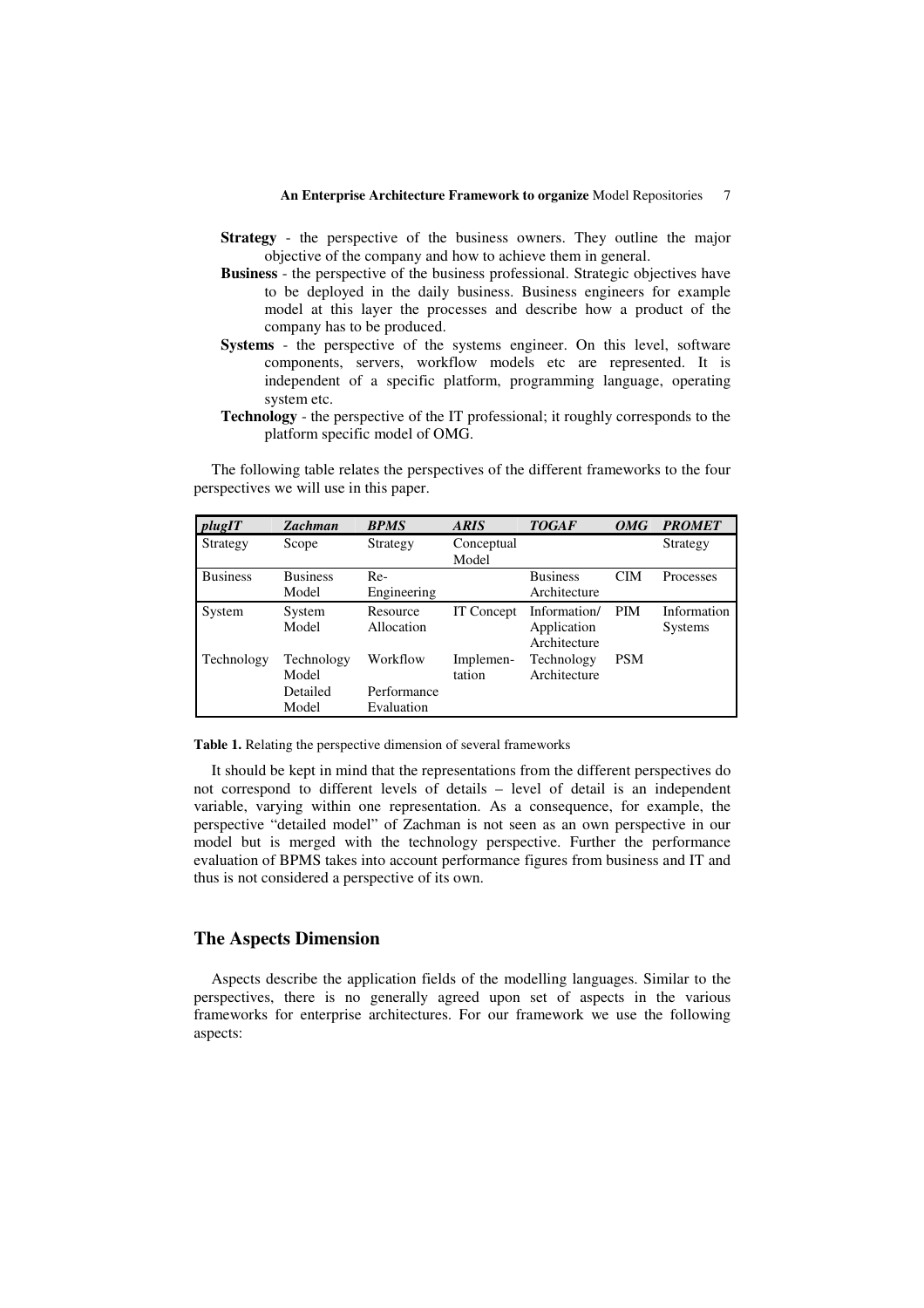**Strategy** - the perspective of the business owners. They outline the major objective of the company and how to achieve them in general.

**Business** - the perspective of the business professional. Strategic objectives have to be deployed in the daily business. Business engineers for example model at this layer the processes and describe how a product of the company has to be produced.

**Systems** - the perspective of the systems engineer. On this level, software components, servers, workflow models etc are represented. It is independent of a specific platform, programming language, operating system etc.

**Technology** - the perspective of the IT professional; it roughly corresponds to the platform specific model of OMG.

The following table relates the perspectives of the different frameworks to the four perspectives we will use in this paper.

| ***plugIT*** | ***Zachman*** | ***BPMS*** | ***ARIS*** | ***TOGAF*** | ***OMG*** | ***PROMET*** |
|---|---|---|---|---|---|---|
| Strategy | Scope | Strategy | Conceptual Model | | | Strategy |
| Business | Business Model | Re-Engineering | | Business Architecture | CIM | Processes |
| System | System Model | Resource Allocation | IT Concept | Information/ Application Architecture | PIM | Information Systems |
| Technology | Technology Model | Workflow | Implementation | Technology Architecture | PSM | |
| | Detailed Model | Performance Evaluation | | | | |

**Table 1.** Relating the perspective dimension of several frameworks

It should be kept in mind that the representations from the different perspectives do not correspond to different levels of details – level of detail is an independent variable, varying within one representation. As a consequence, for example, the perspective "detailed model" of Zachman is not seen as an own perspective in our model but is merged with the technology perspective. Further the performance evaluation of BPMS takes into account performance figures from business and IT and thus is not considered a perspective of its own.

## The Aspects Dimension

Aspects describe the application fields of the modelling languages. Similar to the perspectives, there is no generally agreed upon set of aspects in the various frameworks for enterprise architectures. For our framework we use the following aspects: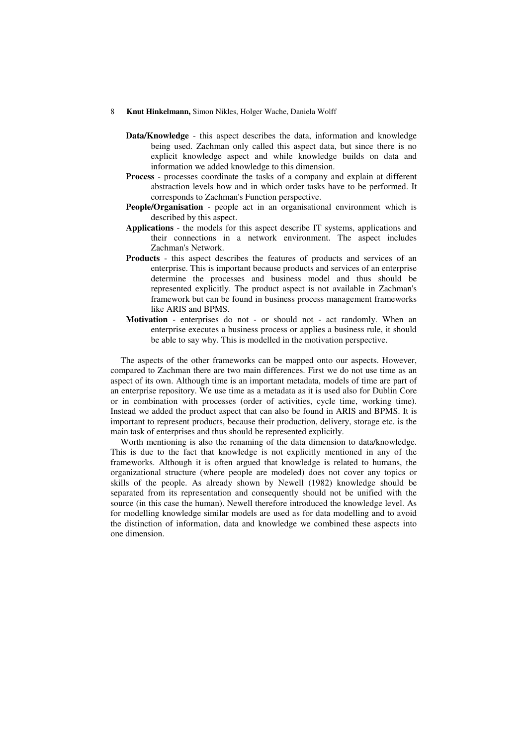**Data/Knowledge** - this aspect describes the data, information and knowledge being used. Zachman only called this aspect data, but since there is no explicit knowledge aspect and while knowledge builds on data and information we added knowledge to this dimension.

**Process** - processes coordinate the tasks of a company and explain at different abstraction levels how and in which order tasks have to be performed. It corresponds to Zachman's Function perspective.

**People/Organisation** - people act in an organisational environment which is described by this aspect.

**Applications** - the models for this aspect describe IT systems, applications and their connections in a network environment. The aspect includes Zachman's Network.

**Products** - this aspect describes the features of products and services of an enterprise. This is important because products and services of an enterprise determine the processes and business model and thus should be represented explicitly. The product aspect is not available in Zachman's framework but can be found in business process management frameworks like ARIS and BPMS.

**Motivation** - enterprises do not - or should not - act randomly. When an enterprise executes a business process or applies a business rule, it should be able to say why. This is modelled in the motivation perspective.

The aspects of the other frameworks can be mapped onto our aspects. However, compared to Zachman there are two main differences. First we do not use time as an aspect of its own. Although time is an important metadata, models of time are part of an enterprise repository. We use time as a metadata as it is used also for Dublin Core or in combination with processes (order of activities, cycle time, working time). Instead we added the product aspect that can also be found in ARIS and BPMS. It is important to represent products, because their production, delivery, storage etc. is the main task of enterprises and thus should be represented explicitly.

Worth mentioning is also the renaming of the data dimension to data/knowledge. This is due to the fact that knowledge is not explicitly mentioned in any of the frameworks. Although it is often argued that knowledge is related to humans, the organizational structure (where people are modeled) does not cover any topics or skills of the people. As already shown by Newell (1982) knowledge should be separated from its representation and consequently should not be unified with the source (in this case the human). Newell therefore introduced the knowledge level. As for modelling knowledge similar models are used as for data modelling and to avoid the distinction of information, data and knowledge we combined these aspects into one dimension.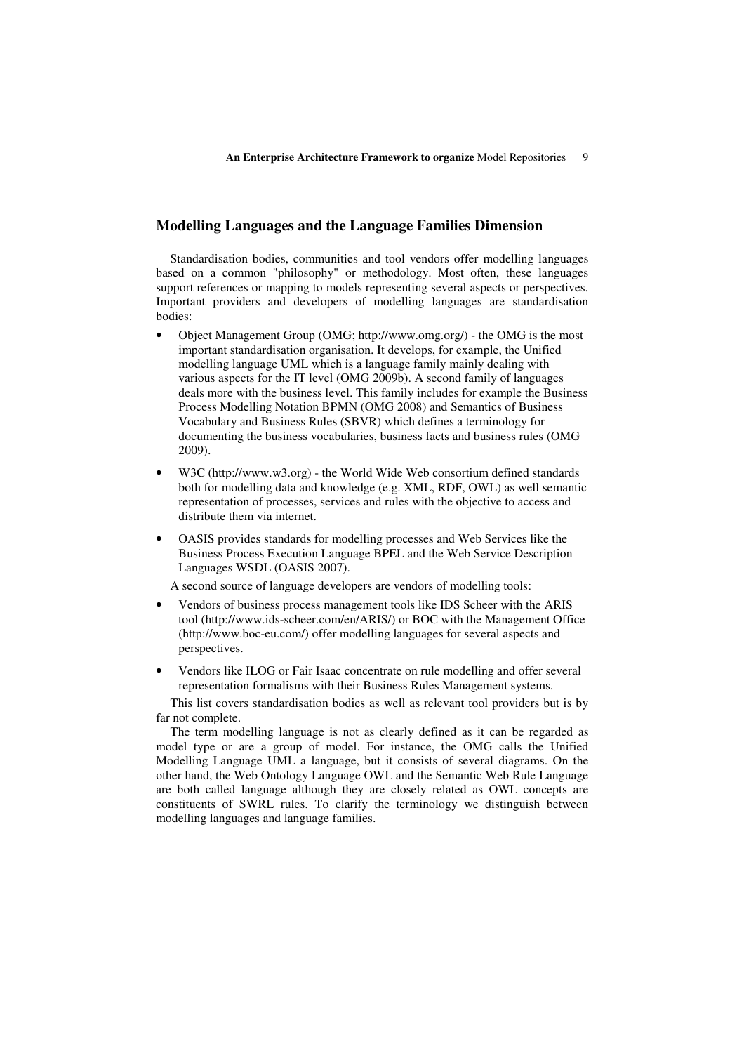## Modelling Languages and the Language Families Dimension

Standardisation bodies, communities and tool vendors offer modelling languages based on a common "philosophy" or methodology. Most often, these languages support references or mapping to models representing several aspects or perspectives. Important providers and developers of modelling languages are standardisation bodies:

- Object Management Group (OMG; http://www.omg.org/) - the OMG is the most important standardisation organisation. It develops, for example, the Unified modelling language UML which is a language family mainly dealing with various aspects for the IT level (OMG 2009b). A second family of languages deals more with the business level. This family includes for example the Business Process Modelling Notation BPMN (OMG 2008) and Semantics of Business Vocabulary and Business Rules (SBVR) which defines a terminology for documenting the business vocabularies, business facts and business rules (OMG 2009).
- W3C (http://www.w3.org) - the World Wide Web consortium defined standards both for modelling data and knowledge (e.g. XML, RDF, OWL) as well semantic representation of processes, services and rules with the objective to access and distribute them via internet.
- OASIS provides standards for modelling processes and Web Services like the Business Process Execution Language BPEL and the Web Service Description Languages WSDL (OASIS 2007).

A second source of language developers are vendors of modelling tools:

- Vendors of business process management tools like IDS Scheer with the ARIS tool (http://www.ids-scheer.com/en/ARIS/) or BOC with the Management Office (http://www.boc-eu.com/) offer modelling languages for several aspects and perspectives.
- Vendors like ILOG or Fair Isaac concentrate on rule modelling and offer several representation formalisms with their Business Rules Management systems.

This list covers standardisation bodies as well as relevant tool providers but is by far not complete.

The term modelling language is not as clearly defined as it can be regarded as model type or are a group of model. For instance, the OMG calls the Unified Modelling Language UML a language, but it consists of several diagrams. On the other hand, the Web Ontology Language OWL and the Semantic Web Rule Language are both called language although they are closely related as OWL concepts are constituents of SWRL rules. To clarify the terminology we distinguish between modelling languages and language families.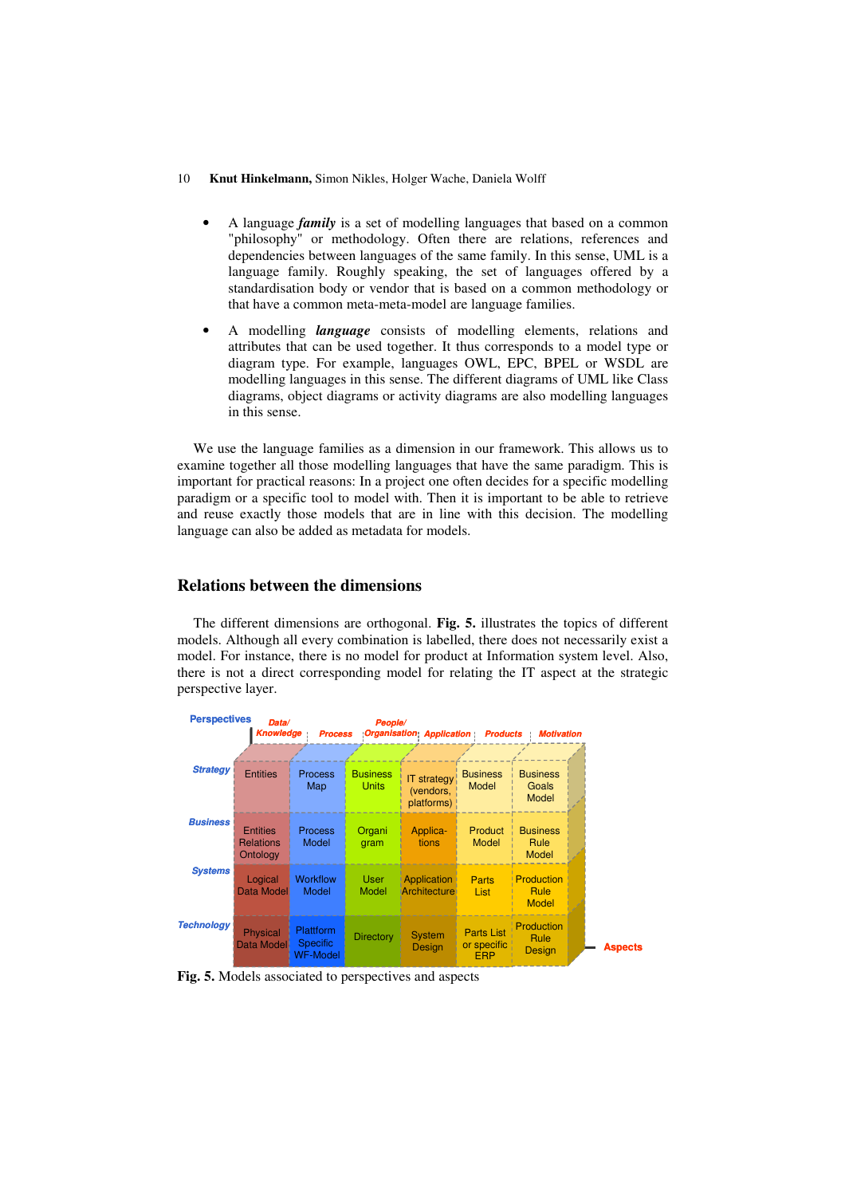- A language ***family*** is a set of modelling languages that based on a common "philosophy" or methodology. Often there are relations, references and dependencies between languages of the same family. In this sense, UML is a language family. Roughly speaking, the set of languages offered by a standardisation body or vendor that is based on a common methodology or that have a common meta-meta-model are language families.

- A modelling ***language*** consists of modelling elements, relations and attributes that can be used together. It thus corresponds to a model type or diagram type. For example, languages OWL, EPC, BPEL or WSDL are modelling languages in this sense. The different diagrams of UML like Class diagrams, object diagrams or activity diagrams are also modelling languages in this sense.

We use the language families as a dimension in our framework. This allows us to examine together all those modelling languages that have the same paradigm. This is important for practical reasons: In a project one often decides for a specific modelling paradigm or a specific tool to model with. Then it is important to be able to retrieve and reuse exactly those models that are in line with this decision. The modelling language can also be added as metadata for models.

## Relations between the dimensions

The different dimensions are orthogonal. **Fig. 5.** illustrates the topics of different models. Although all every combination is labelled, there does not necessarily exist a model. For instance, there is no model for product at Information system level. Also, there is not a direct corresponding model for relating the IT aspect at the strategic perspective layer.

| Perspectives / Aspects | Data/ Knowledge | Process | People/ Organisation | Application | Products | Motivation |
|---|---|---|---|---|---|---|
| Strategy | Entities | Process Map | Business Units | IT strategy (vendors, platforms) | Business Model | Business Goals Model |
| Business | Entities Relations Ontology | Process Model | Organi gram | Applica-tions | Product Model | Business Rule Model |
| Systems | Logical Data Model | Workflow Model | User Model | Application Architecture | Parts List | Production Rule Model |
| Technology | Physical Data Model | Plattform Specific WF-Model | Directory | System Design | Parts List or specific ERP | Production Rule Design |

**Fig. 5.** Models associated to perspectives and aspects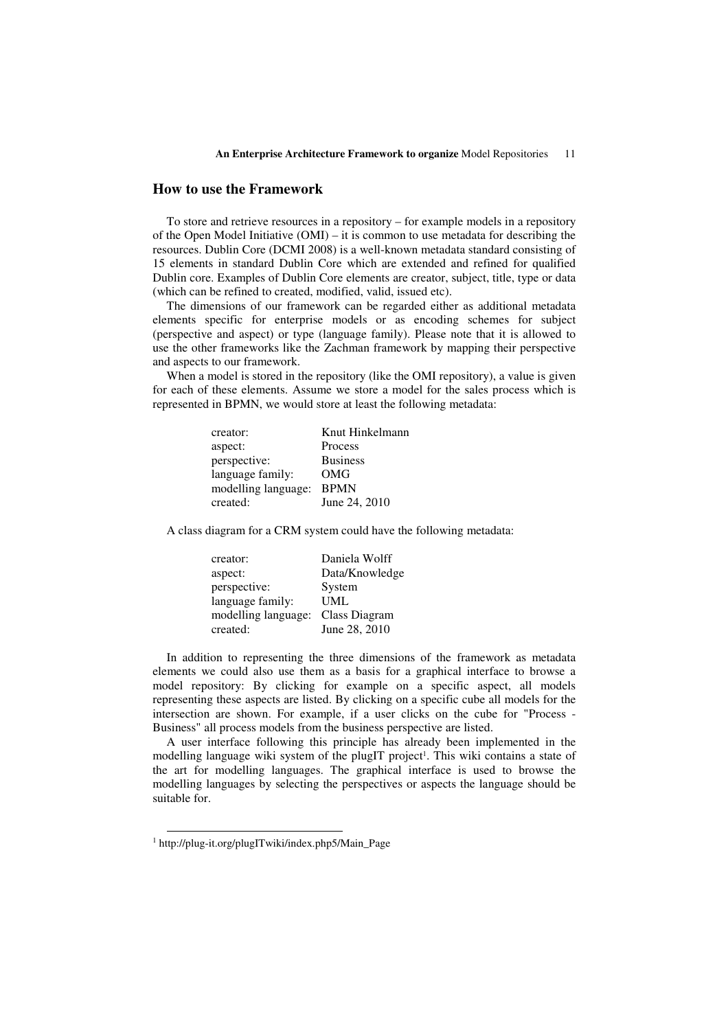## How to use the Framework

To store and retrieve resources in a repository – for example models in a repository of the Open Model Initiative (OMI) – it is common to use metadata for describing the resources. Dublin Core (DCMI 2008) is a well-known metadata standard consisting of 15 elements in standard Dublin Core which are extended and refined for qualified Dublin core. Examples of Dublin Core elements are creator, subject, title, type or data (which can be refined to created, modified, valid, issued etc).

The dimensions of our framework can be regarded either as additional metadata elements specific for enterprise models or as encoding schemes for subject (perspective and aspect) or type (language family). Please note that it is allowed to use the other frameworks like the Zachman framework by mapping their perspective and aspects to our framework.

When a model is stored in the repository (like the OMI repository), a value is given for each of these elements. Assume we store a model for the sales process which is represented in BPMN, we would store at least the following metadata:

| | |
|---|---|
| creator: | Knut Hinkelmann |
| aspect: | Process |
| perspective: | Business |
| language family: | OMG |
| modelling language: | BPMN |
| created: | June 24, 2010 |

A class diagram for a CRM system could have the following metadata:

| | |
|---|---|
| creator: | Daniela Wolff |
| aspect: | Data/Knowledge |
| perspective: | System |
| language family: | UML |
| modelling language: | Class Diagram |
| created: | June 28, 2010 |

In addition to representing the three dimensions of the framework as metadata elements we could also use them as a basis for a graphical interface to browse a model repository: By clicking for example on a specific aspect, all models representing these aspects are listed. By clicking on a specific cube all models for the intersection are shown. For example, if a user clicks on the cube for "Process - Business" all process models from the business perspective are listed.

A user interface following this principle has already been implemented in the modelling language wiki system of the plugIT project[1]. This wiki contains a state of the art for modelling languages. The graphical interface is used to browse the modelling languages by selecting the perspectives or aspects the language should be suitable for.

[1] http://plug-it.org/plugITwiki/index.php5/Main_Page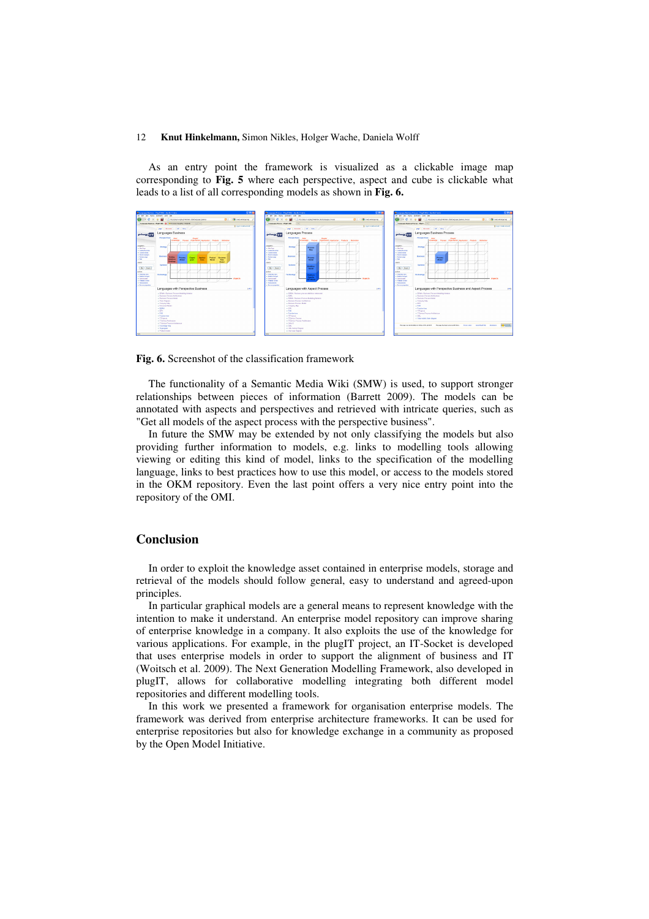As an entry point the framework is visualized as a clickable image map corresponding to **Fig. 5** where each perspective, aspect and cube is clickable what leads to a list of all corresponding models as shown in **Fig. 6.**

**Fig. 6.** Screenshot of the classification framework

The functionality of a Semantic Media Wiki (SMW) is used, to support stronger relationships between pieces of information (Barrett 2009). The models can be annotated with aspects and perspectives and retrieved with intricate queries, such as "Get all models of the aspect process with the perspective business".

In future the SMW may be extended by not only classifying the models but also providing further information to models, e.g. links to modelling tools allowing viewing or editing this kind of model, links to the specification of the modelling language, links to best practices how to use this model, or access to the models stored in the OKM repository. Even the last point offers a very nice entry point into the repository of the OMI.

## Conclusion

In order to exploit the knowledge asset contained in enterprise models, storage and retrieval of the models should follow general, easy to understand and agreed-upon principles.

In particular graphical models are a general means to represent knowledge with the intention to make it understand. An enterprise model repository can improve sharing of enterprise knowledge in a company. It also exploits the use of the knowledge for various applications. For example, in the plugIT project, an IT-Socket is developed that uses enterprise models in order to support the alignment of business and IT (Woitsch et al. 2009). The Next Generation Modelling Framework, also developed in plugIT, allows for collaborative modelling integrating both different model repositories and different modelling tools.

In this work we presented a framework for organisation enterprise models. The framework was derived from enterprise architecture frameworks. It can be used for enterprise repositories but also for knowledge exchange in a community as proposed by the Open Model Initiative.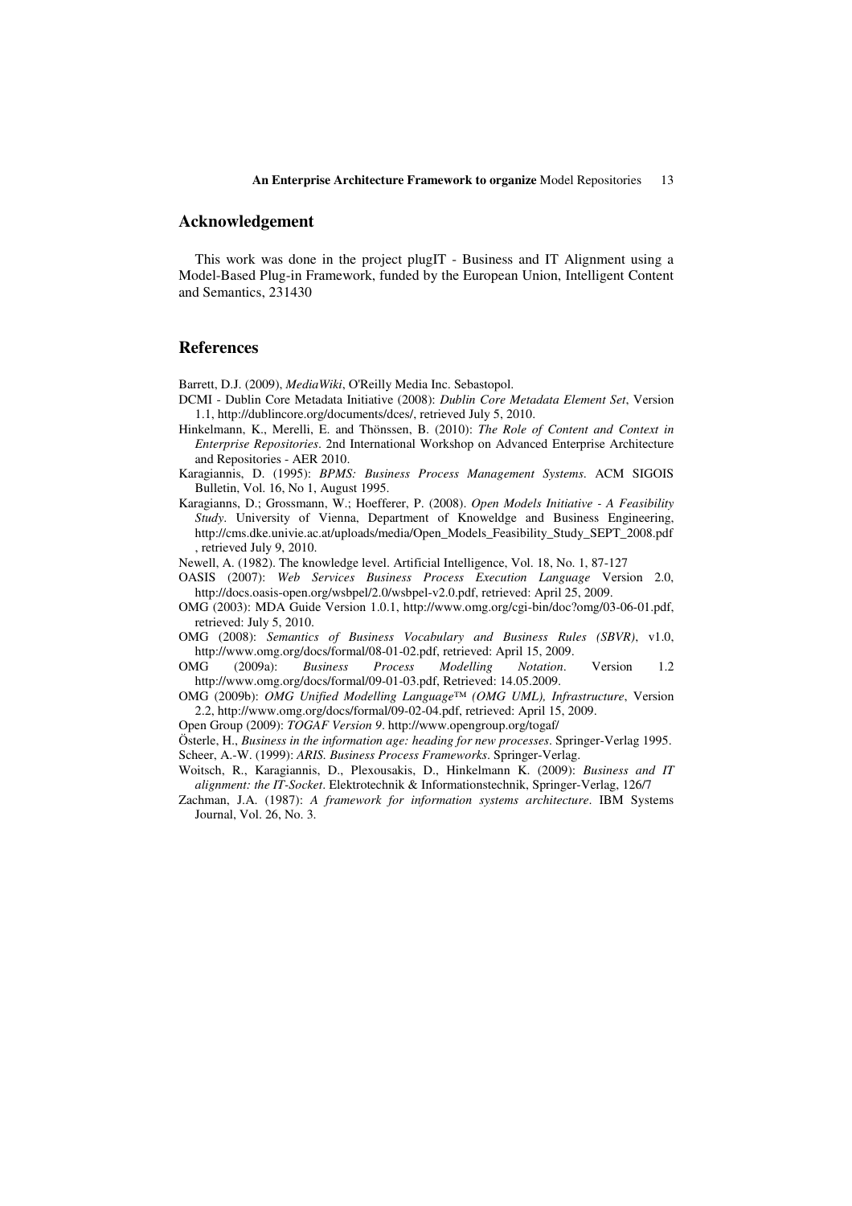## Acknowledgement

This work was done in the project plugIT - Business and IT Alignment using a Model-Based Plug-in Framework, funded by the European Union, Intelligent Content and Semantics, 231430

## References

Barrett, D.J. (2009), *MediaWiki*, O'Reilly Media Inc. Sebastopol.

DCMI - Dublin Core Metadata Initiative (2008): *Dublin Core Metadata Element Set*, Version 1.1, http://dublincore.org/documents/dces/, retrieved July 5, 2010.

Hinkelmann, K., Merelli, E. and Thönssen, B. (2010): *The Role of Content and Context in Enterprise Repositories*. 2nd International Workshop on Advanced Enterprise Architecture and Repositories - AER 2010.

Karagiannis, D. (1995): *BPMS: Business Process Management Systems*. ACM SIGOIS Bulletin, Vol. 16, No 1, August 1995.

Karagianns, D.; Grossmann, W.; Hoefferer, P. (2008). *Open Models Initiative - A Feasibility Study*. University of Vienna, Department of Knoweldge and Business Engineering, http://cms.dke.univie.ac.at/uploads/media/Open_Models_Feasibility_Study_SEPT_2008.pdf , retrieved July 9, 2010.

Newell, A. (1982). The knowledge level. Artificial Intelligence, Vol. 18, No. 1, 87-127

OASIS (2007): *Web Services Business Process Execution Language* Version 2.0, http://docs.oasis-open.org/wsbpel/2.0/wsbpel-v2.0.pdf, retrieved: April 25, 2009.

OMG (2003): MDA Guide Version 1.0.1, http://www.omg.org/cgi-bin/doc?omg/03-06-01.pdf, retrieved: July 5, 2010.

OMG (2008): *Semantics of Business Vocabulary and Business Rules (SBVR)*, v1.0, http://www.omg.org/docs/formal/08-01-02.pdf, retrieved: April 15, 2009.

OMG (2009a): *Business Process Modelling Notation*. Version 1.2 http://www.omg.org/docs/formal/09-01-03.pdf, Retrieved: 14.05.2009.

OMG (2009b): *OMG Unified Modelling Language™ (OMG UML), Infrastructure*, Version 2.2, http://www.omg.org/docs/formal/09-02-04.pdf, retrieved: April 15, 2009.

Open Group (2009): *TOGAF Version 9*. http://www.opengroup.org/togaf/

Österle, H., *Business in the information age: heading for new processes*. Springer-Verlag 1995.

Scheer, A.-W. (1999): *ARIS. Business Process Frameworks*. Springer-Verlag.

Woitsch, R., Karagiannis, D., Plexousakis, D., Hinkelmann K. (2009): *Business and IT alignment: the IT-Socket*. Elektrotechnik & Informationstechnik, Springer-Verlag, 126/7

Zachman, J.A. (1987): *A framework for information systems architecture*. IBM Systems Journal, Vol. 26, No. 3.